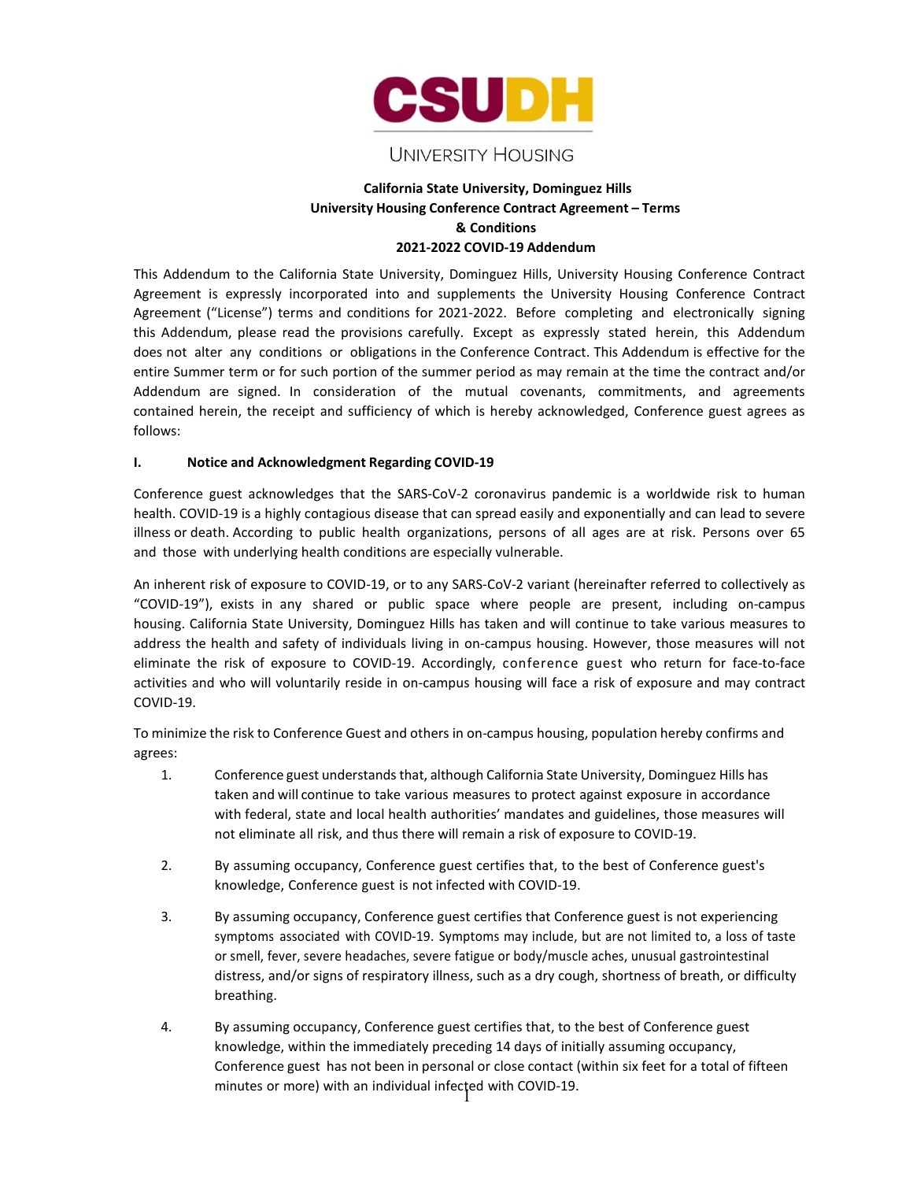CSUDH

UNIVERSITY HOUSING

**California State University, Dominguez Hills**
**University Housing Conference Contract Agreement – Terms & Conditions**
**2021-2022 COVID-19 Addendum**

This Addendum to the California State University, Dominguez Hills, University Housing Conference Contract Agreement is expressly incorporated into and supplements the University Housing Conference Contract Agreement ("License") terms and conditions for 2021-2022. Before completing and electronically signing this Addendum, please read the provisions carefully. Except as expressly stated herein, this Addendum does not alter any conditions or obligations in the Conference Contract. This Addendum is effective for the entire Summer term or for such portion of the summer period as may remain at the time the contract and/or Addendum are signed. In consideration of the mutual covenants, commitments, and agreements contained herein, the receipt and sufficiency of which is hereby acknowledged, Conference guest agrees as follows:

## I. Notice and Acknowledgment Regarding COVID-19

Conference guest acknowledges that the SARS-CoV-2 coronavirus pandemic is a worldwide risk to human health. COVID-19 is a highly contagious disease that can spread easily and exponentially and can lead to severe illness or death. According to public health organizations, persons of all ages are at risk. Persons over 65 and those with underlying health conditions are especially vulnerable.

An inherent risk of exposure to COVID-19, or to any SARS-CoV-2 variant (hereinafter referred to collectively as "COVID-19"), exists in any shared or public space where people are present, including on-campus housing. California State University, Dominguez Hills has taken and will continue to take various measures to address the health and safety of individuals living in on-campus housing. However, those measures will not eliminate the risk of exposure to COVID-19. Accordingly, conference guest who return for face-to-face activities and who will voluntarily reside in on-campus housing will face a risk of exposure and may contract COVID-19.

To minimize the risk to Conference Guest and others in on-campus housing, population hereby confirms and agrees:

1. Conference guest understands that, although California State University, Dominguez Hills has taken and will continue to take various measures to protect against exposure in accordance with federal, state and local health authorities' mandates and guidelines, those measures will not eliminate all risk, and thus there will remain a risk of exposure to COVID-19.

2. By assuming occupancy, Conference guest certifies that, to the best of Conference guest's knowledge, Conference guest is not infected with COVID-19.

3. By assuming occupancy, Conference guest certifies that Conference guest is not experiencing symptoms associated with COVID-19. Symptoms may include, but are not limited to, a loss of taste or smell, fever, severe headaches, severe fatigue or body/muscle aches, unusual gastrointestinal distress, and/or signs of respiratory illness, such as a dry cough, shortness of breath, or difficulty breathing.

4. By assuming occupancy, Conference guest certifies that, to the best of Conference guest knowledge, within the immediately preceding 14 days of initially assuming occupancy, Conference guest has not been in personal or close contact (within six feet for a total of fifteen minutes or more) with an individual infected with COVID-19.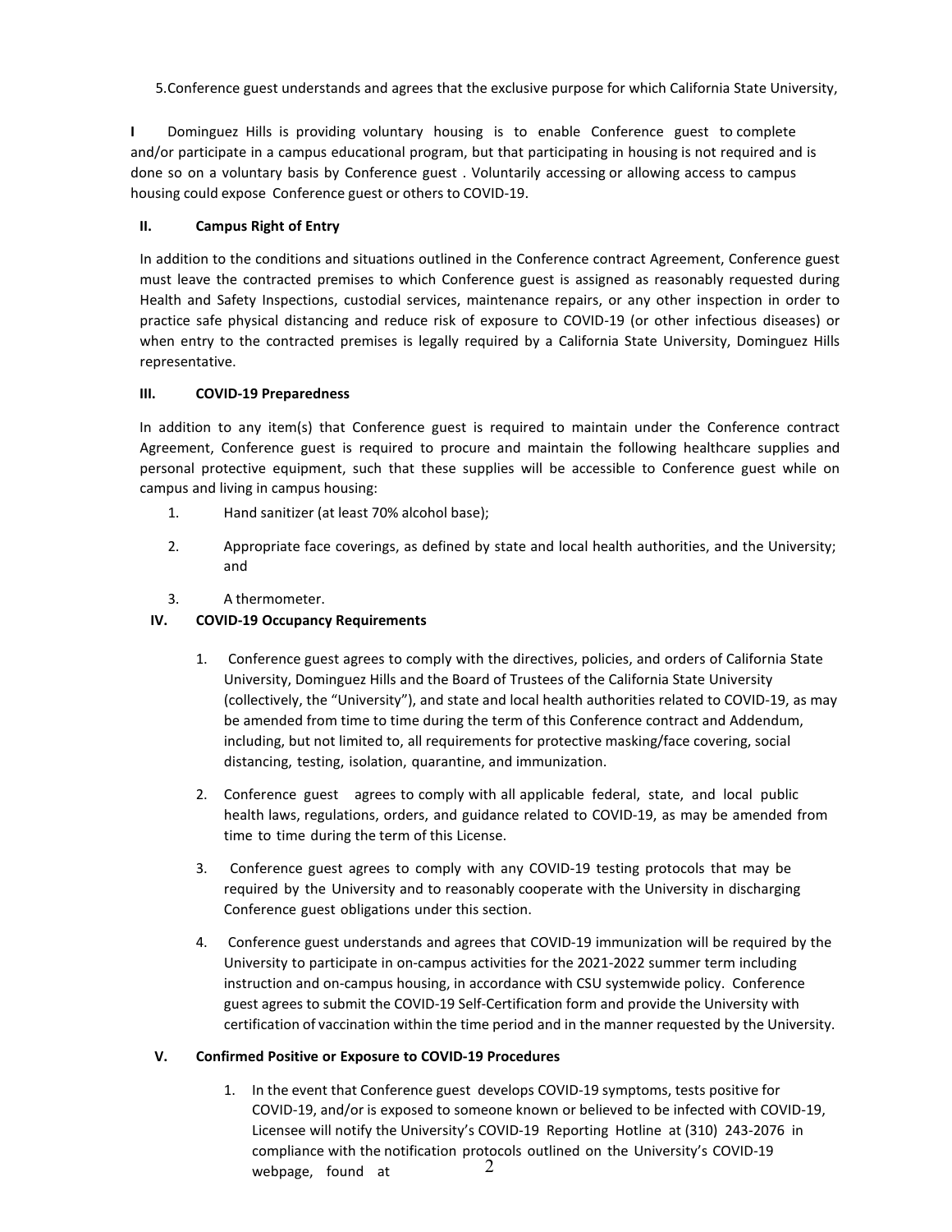5.Conference guest understands and agrees that the exclusive purpose for which California State University,

I Dominguez Hills is providing voluntary housing is to enable Conference guest to complete and/or participate in a campus educational program, but that participating in housing is not required and is done so on a voluntary basis by Conference guest . Voluntarily accessing or allowing access to campus housing could expose Conference guest or others to COVID-19.

**II. Campus Right of Entry**

In addition to the conditions and situations outlined in the Conference contract Agreement, Conference guest must leave the contracted premises to which Conference guest is assigned as reasonably requested during Health and Safety Inspections, custodial services, maintenance repairs, or any other inspection in order to practice safe physical distancing and reduce risk of exposure to COVID-19 (or other infectious diseases) or when entry to the contracted premises is legally required by a California State University, Dominguez Hills representative.

**III. COVID-19 Preparedness**

In addition to any item(s) that Conference guest is required to maintain under the Conference contract Agreement, Conference guest is required to procure and maintain the following healthcare supplies and personal protective equipment, such that these supplies will be accessible to Conference guest while on campus and living in campus housing:

1. Hand sanitizer (at least 70% alcohol base);
2. Appropriate face coverings, as defined by state and local health authorities, and the University; and
3. A thermometer.

**IV. COVID-19 Occupancy Requirements**

1. Conference guest agrees to comply with the directives, policies, and orders of California State University, Dominguez Hills and the Board of Trustees of the California State University (collectively, the "University"), and state and local health authorities related to COVID-19, as may be amended from time to time during the term of this Conference contract and Addendum, including, but not limited to, all requirements for protective masking/face covering, social distancing, testing, isolation, quarantine, and immunization.
2. Conference guest agrees to comply with all applicable federal, state, and local public health laws, regulations, orders, and guidance related to COVID-19, as may be amended from time to time during the term of this License.
3. Conference guest agrees to comply with any COVID-19 testing protocols that may be required by the University and to reasonably cooperate with the University in discharging Conference guest obligations under this section.
4. Conference guest understands and agrees that COVID-19 immunization will be required by the University to participate in on-campus activities for the 2021-2022 summer term including instruction and on-campus housing, in accordance with CSU systemwide policy. Conference guest agrees to submit the COVID-19 Self-Certification form and provide the University with certification of vaccination within the time period and in the manner requested by the University.

**V. Confirmed Positive or Exposure to COVID-19 Procedures**

1. In the event that Conference guest develops COVID-19 symptoms, tests positive for COVID-19, and/or is exposed to someone known or believed to be infected with COVID-19, Licensee will notify the University's COVID-19 Reporting Hotline at (310) 243-2076 in compliance with the notification protocols outlined on the University's COVID-19 webpage, found at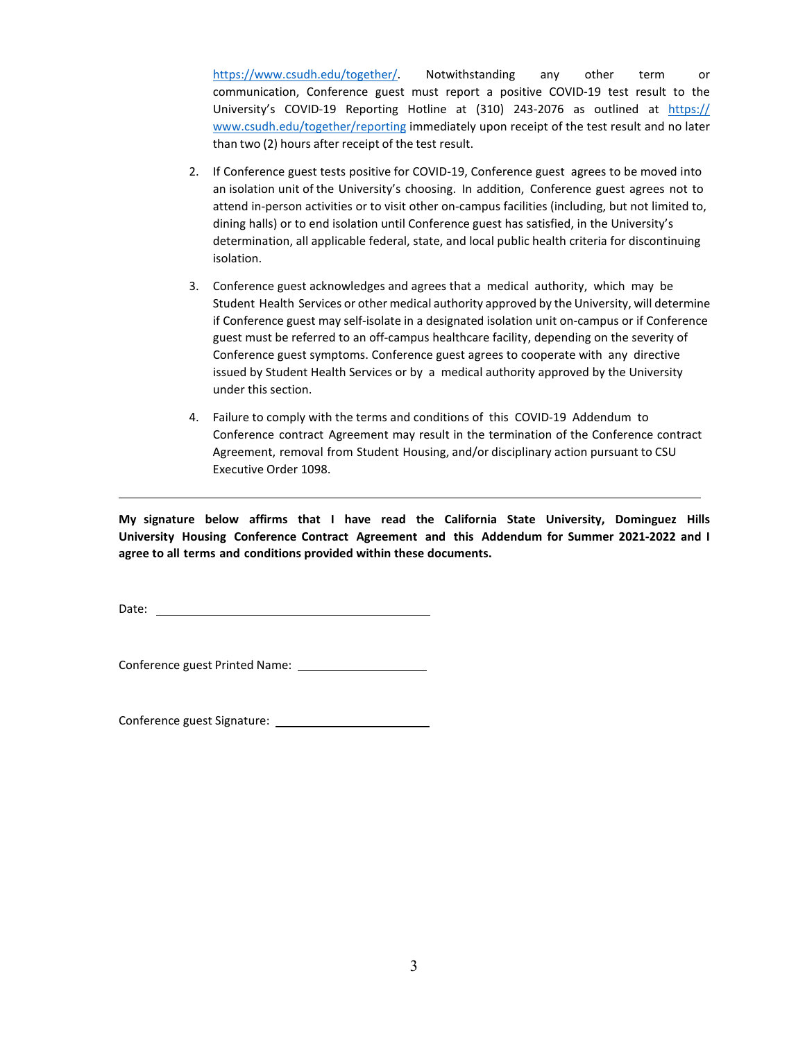https://www.csudh.edu/together/. Notwithstanding any other term or communication, Conference guest must report a positive COVID-19 test result to the University's COVID-19 Reporting Hotline at (310) 243-2076 as outlined at https://www.csudh.edu/together/reporting immediately upon receipt of the test result and no later than two (2) hours after receipt of the test result.

2. If Conference guest tests positive for COVID-19, Conference guest agrees to be moved into an isolation unit of the University's choosing. In addition, Conference guest agrees not to attend in-person activities or to visit other on-campus facilities (including, but not limited to, dining halls) or to end isolation until Conference guest has satisfied, in the University's determination, all applicable federal, state, and local public health criteria for discontinuing isolation.

3. Conference guest acknowledges and agrees that a medical authority, which may be Student Health Services or other medical authority approved by the University, will determine if Conference guest may self-isolate in a designated isolation unit on-campus or if Conference guest must be referred to an off-campus healthcare facility, depending on the severity of Conference guest symptoms. Conference guest agrees to cooperate with any directive issued by Student Health Services or by a medical authority approved by the University under this section.

4. Failure to comply with the terms and conditions of this COVID-19 Addendum to Conference contract Agreement may result in the termination of the Conference contract Agreement, removal from Student Housing, and/or disciplinary action pursuant to CSU Executive Order 1098.

---

**My signature below affirms that I have read the California State University, Dominguez Hills University Housing Conference Contract Agreement and this Addendum for Summer 2021-2022 and I agree to all terms and conditions provided within these documents.**

Date: ______________________________

Conference guest Printed Name: ______________________________

Conference guest Signature: ______________________________